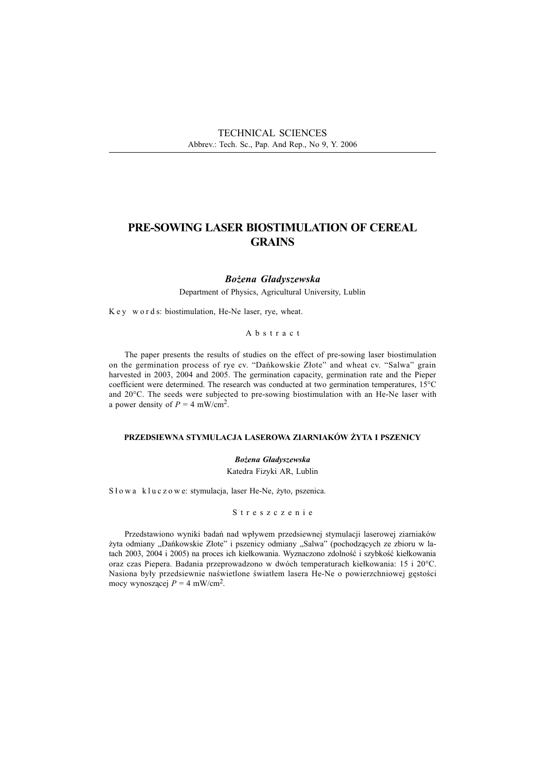TECHNICAL SCIENCES

Abbrev.: Tech. Sc., Pap. And Rep., No 9, Y. 2006

# PRE-SOWING LASER BIOSTIMULATION OF CEREAL GRAINS

***Bożena Gładyszewska***

Department of Physics, Agricultural University, Lublin

Key words: biostimulation, He-Ne laser, rye, wheat.

Abstract

The paper presents the results of studies on the effect of pre-sowing laser biostimulation on the germination process of rye cv. "Dańkowskie Złote" and wheat cv. "Salwa" grain harvested in 2003, 2004 and 2005. The germination capacity, germination rate and the Pieper coefficient were determined. The research was conducted at two germination temperatures, 15°C and 20°C. The seeds were subjected to pre-sowing biostimulation with an He-Ne laser with a power density of $P$ = 4 mW/cm$^2$.

## PRZEDSIEWNA STYMULACJA LASEROWA ZIARNIAKÓW ŻYTA I PSZENICY

***Bożena Gładyszewska***

Katedra Fizyki AR, Lublin

Słowa kluczowe: stymulacja, laser He-Ne, żyto, pszenica.

Streszczenie

Przedstawiono wyniki badań nad wpływem przedsiewnej stymulacji laserowej ziarniaków żyta odmiany „Dańkowskie Złote" i pszenicy odmiany „Salwa" (pochodzących ze zbioru w latach 2003, 2004 i 2005) na proces ich kiełkowania. Wyznaczono zdolność i szybkość kiełkowania oraz czas Piepera. Badania przeprowadzono w dwóch temperaturach kiełkowania: 15 i 20°C. Nasiona były przedsiewnie naświetlone światłem lasera He-Ne o powierzchniowej gęstości mocy wynoszącej $P$ = 4 mW/cm$^2$.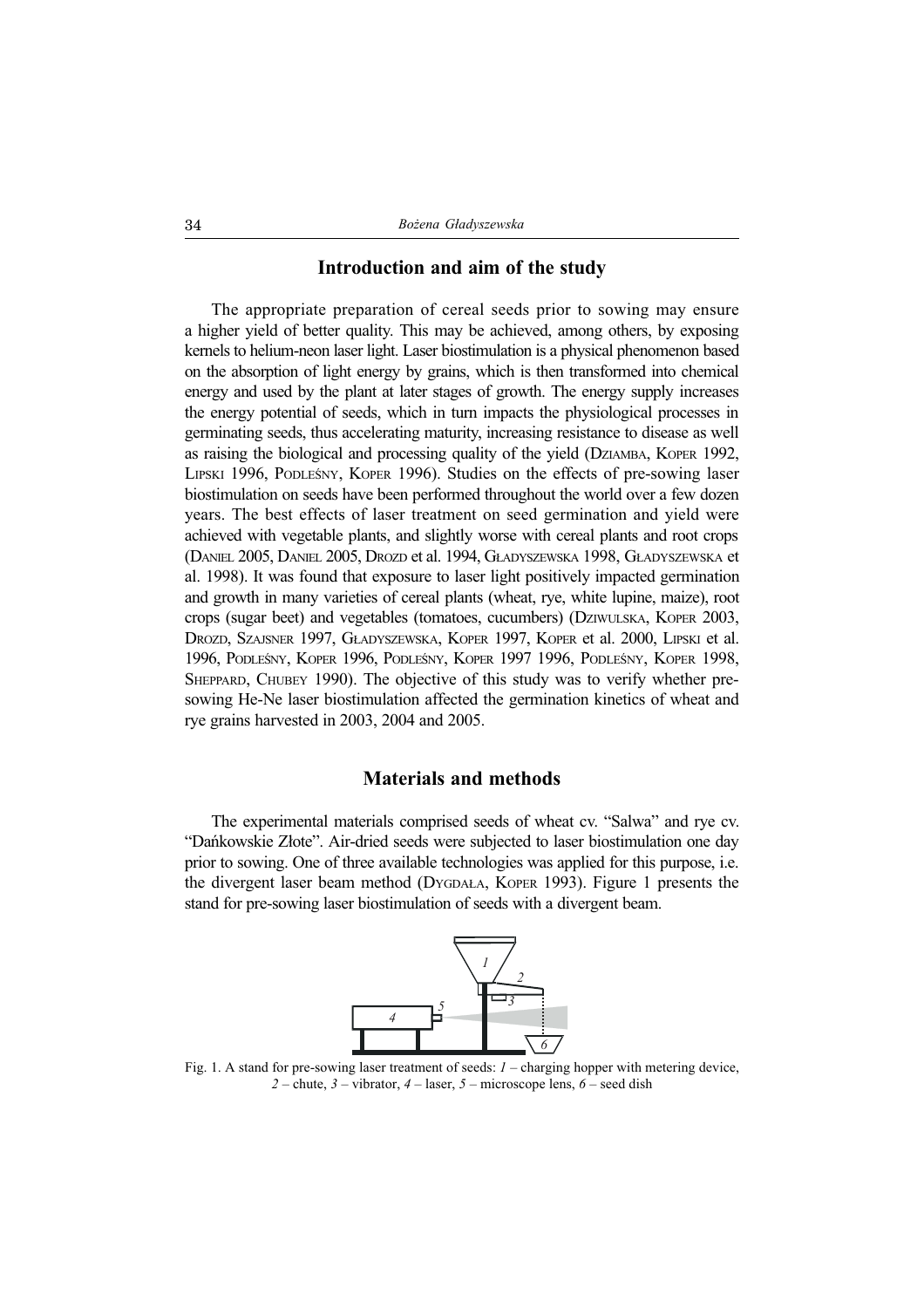## Introduction and aim of the study

The appropriate preparation of cereal seeds prior to sowing may ensure a higher yield of better quality. This may be achieved, among others, by exposing kernels to helium-neon laser light. Laser biostimulation is a physical phenomenon based on the absorption of light energy by grains, which is then transformed into chemical energy and used by the plant at later stages of growth. The energy supply increases the energy potential of seeds, which in turn impacts the physiological processes in germinating seeds, thus accelerating maturity, increasing resistance to disease as well as raising the biological and processing quality of the yield (DZIAMBA, KOPER 1992, LIPSKI 1996, PODLEŚNY, KOPER 1996). Studies on the effects of pre-sowing laser biostimulation on seeds have been performed throughout the world over a few dozen years. The best effects of laser treatment on seed germination and yield were achieved with vegetable plants, and slightly worse with cereal plants and root crops (DANIEL 2005, DANIEL 2005, DROZD et al. 1994, GŁADYSZEWSKA 1998, GŁADYSZEWSKA et al. 1998). It was found that exposure to laser light positively impacted germination and growth in many varieties of cereal plants (wheat, rye, white lupine, maize), root crops (sugar beet) and vegetables (tomatoes, cucumbers) (DZIWULSKA, KOPER 2003, DROZD, SZAJSNER 1997, GŁADYSZEWSKA, KOPER 1997, KOPER et al. 2000, LIPSKI et al. 1996, PODLEŚNY, KOPER 1996, PODLEŚNY, KOPER 1997 1996, PODLEŚNY, KOPER 1998, SHEPPARD, CHUBEY 1990). The objective of this study was to verify whether pre-sowing He-Ne laser biostimulation affected the germination kinetics of wheat and rye grains harvested in 2003, 2004 and 2005.

## Materials and methods

The experimental materials comprised seeds of wheat cv. "Salwa" and rye cv. "Dańkowskie Złote". Air-dried seeds were subjected to laser biostimulation one day prior to sowing. One of three available technologies was applied for this purpose, i.e. the divergent laser beam method (DYGDAŁA, KOPER 1993). Figure 1 presents the stand for pre-sowing laser biostimulation of seeds with a divergent beam.

Fig. 1. A stand for pre-sowing laser treatment of seeds: *1* – charging hopper with metering device, *2* – chute, *3* – vibrator, *4* – laser, *5* – microscope lens, *6* – seed dish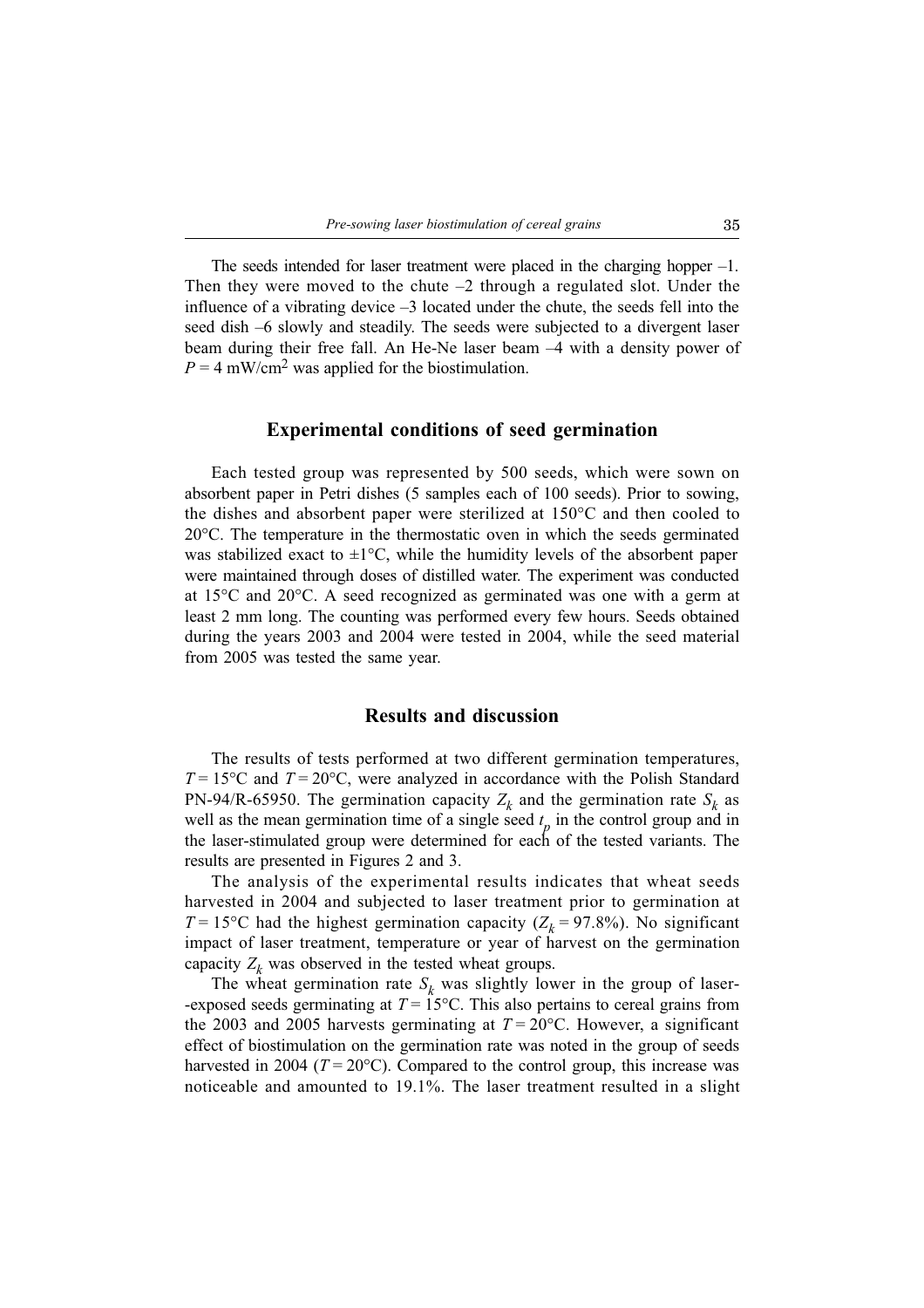The seeds intended for laser treatment were placed in the charging hopper –1. Then they were moved to the chute –2 through a regulated slot. Under the influence of a vibrating device –3 located under the chute, the seeds fell into the seed dish –6 slowly and steadily. The seeds were subjected to a divergent laser beam during their free fall. An He-Ne laser beam –4 with a density power of $P = 4$ mW/cm$^2$ was applied for the biostimulation.

## Experimental conditions of seed germination

Each tested group was represented by 500 seeds, which were sown on absorbent paper in Petri dishes (5 samples each of 100 seeds). Prior to sowing, the dishes and absorbent paper were sterilized at 150°C and then cooled to 20°C. The temperature in the thermostatic oven in which the seeds germinated was stabilized exact to ±1°C, while the humidity levels of the absorbent paper were maintained through doses of distilled water. The experiment was conducted at 15°C and 20°C. A seed recognized as germinated was one with a germ at least 2 mm long. The counting was performed every few hours. Seeds obtained during the years 2003 and 2004 were tested in 2004, while the seed material from 2005 was tested the same year.

## Results and discussion

The results of tests performed at two different germination temperatures, $T = 15$°C and $T = 20$°C, were analyzed in accordance with the Polish Standard PN-94/R-65950. The germination capacity $Z_k$ and the germination rate $S_k$ as well as the mean germination time of a single seed $t_p$ in the control group and in the laser-stimulated group were determined for each of the tested variants. The results are presented in Figures 2 and 3.

The analysis of the experimental results indicates that wheat seeds harvested in 2004 and subjected to laser treatment prior to germination at $T = 15$°C had the highest germination capacity ($Z_k = 97.8$%). No significant impact of laser treatment, temperature or year of harvest on the germination capacity $Z_k$ was observed in the tested wheat groups.

The wheat germination rate $S_k$ was slightly lower in the group of laser--exposed seeds germinating at $T = 15$°C. This also pertains to cereal grains from the 2003 and 2005 harvests germinating at $T = 20$°C. However, a significant effect of biostimulation on the germination rate was noted in the group of seeds harvested in 2004 ($T = 20$°C). Compared to the control group, this increase was noticeable and amounted to 19.1%. The laser treatment resulted in a slight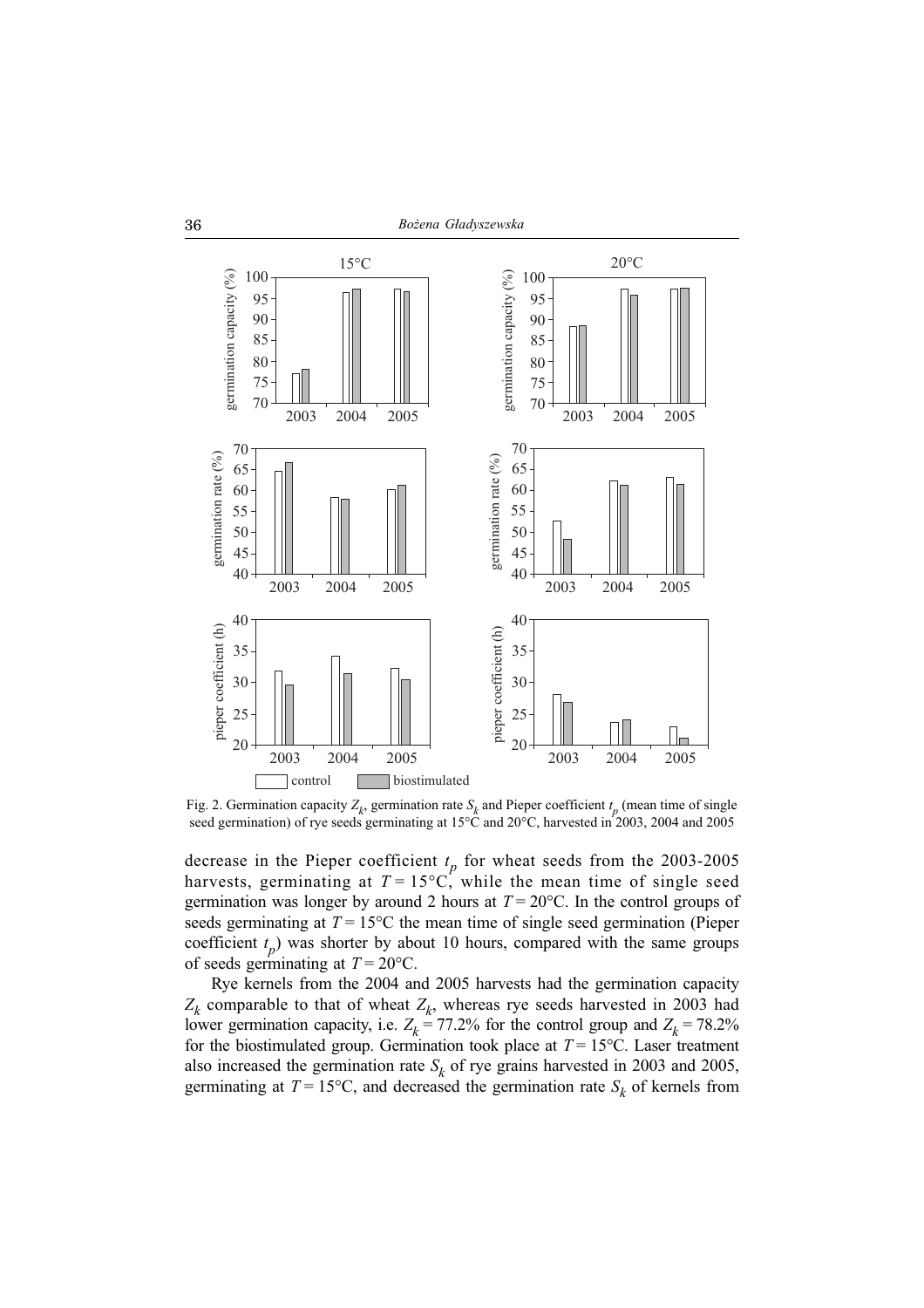Fig. 2. Germination capacity $Z_k$, germination rate $S_k$ and Pieper coefficient $t_p$ (mean time of single seed germination) of rye seeds germinating at 15°C and 20°C, harvested in 2003, 2004 and 2005

decrease in the Pieper coefficient $t_p$ for wheat seeds from the 2003-2005 harvests, germinating at $T = 15°C$, while the mean time of single seed germination was longer by around 2 hours at $T = 20°C$. In the control groups of seeds germinating at $T = 15°C$ the mean time of single seed germination (Pieper coefficient $t_p$) was shorter by about 10 hours, compared with the same groups of seeds germinating at $T = 20°C$.

Rye kernels from the 2004 and 2005 harvests had the germination capacity $Z_k$ comparable to that of wheat $Z_k$, whereas rye seeds harvested in 2003 had lower germination capacity, i.e. $Z_k = 77.2\%$ for the control group and $Z_k = 78.2\%$ for the biostimulated group. Germination took place at $T = 15°C$. Laser treatment also increased the germination rate $S_k$ of rye grains harvested in 2003 and 2005, germinating at $T = 15°C$, and decreased the germination rate $S_k$ of kernels from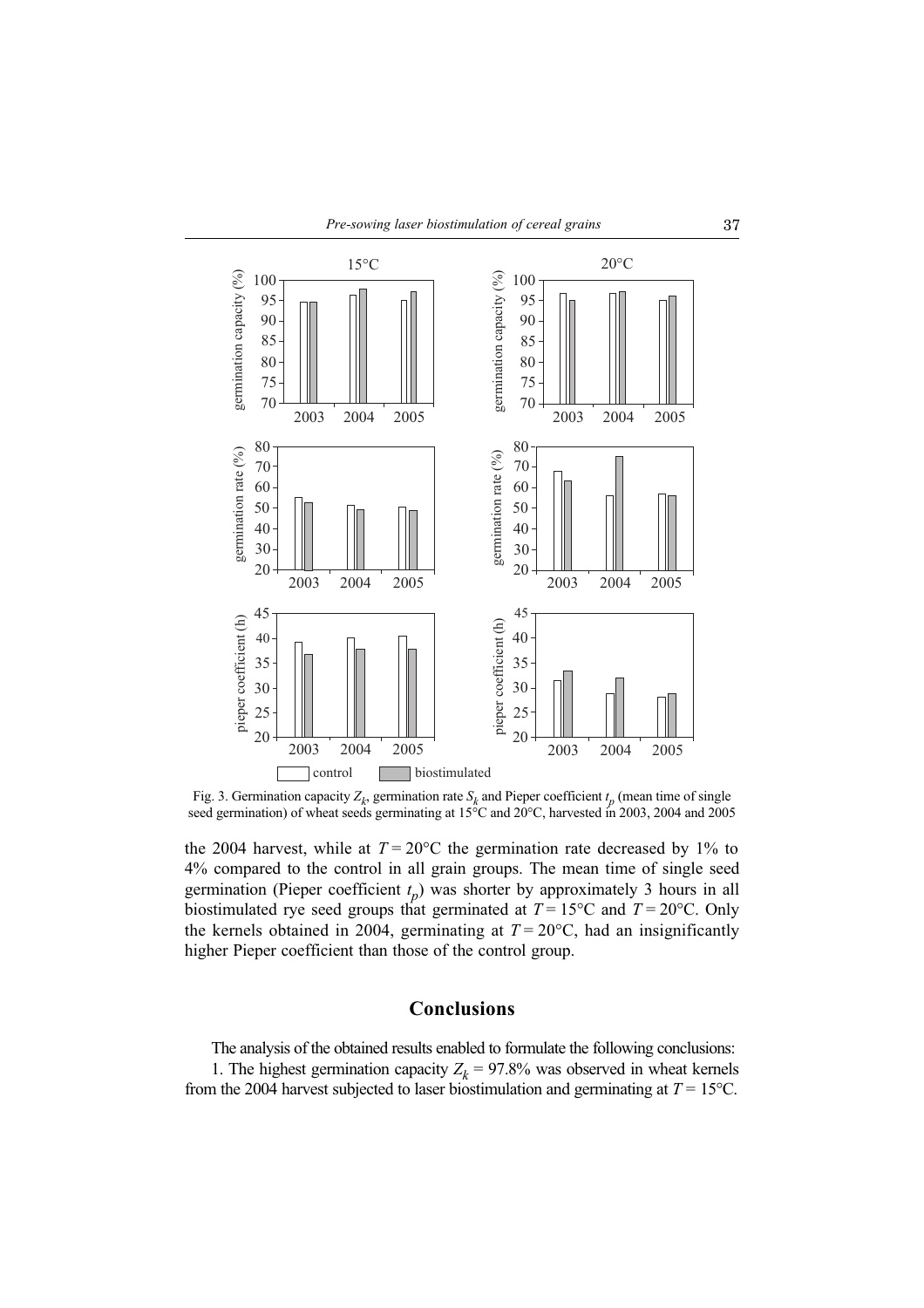Fig. 3. Germination capacity $Z_k$, germination rate $S_k$ and Pieper coefficient $t_p$ (mean time of single seed germination) of wheat seeds germinating at 15°C and 20°C, harvested in 2003, 2004 and 2005

the 2004 harvest, while at $T = 20°C$ the germination rate decreased by 1% to 4% compared to the control in all grain groups. The mean time of single seed germination (Pieper coefficient $t_p$) was shorter by approximately 3 hours in all biostimulated rye seed groups that germinated at $T = 15°C$ and $T = 20°C$. Only the kernels obtained in 2004, germinating at $T = 20°C$, had an insignificantly higher Pieper coefficient than those of the control group.

## Conclusions

The analysis of the obtained results enabled to formulate the following conclusions:

1. The highest germination capacity $Z_k = 97.8\%$ was observed in wheat kernels from the 2004 harvest subjected to laser biostimulation and germinating at $T = 15°C$.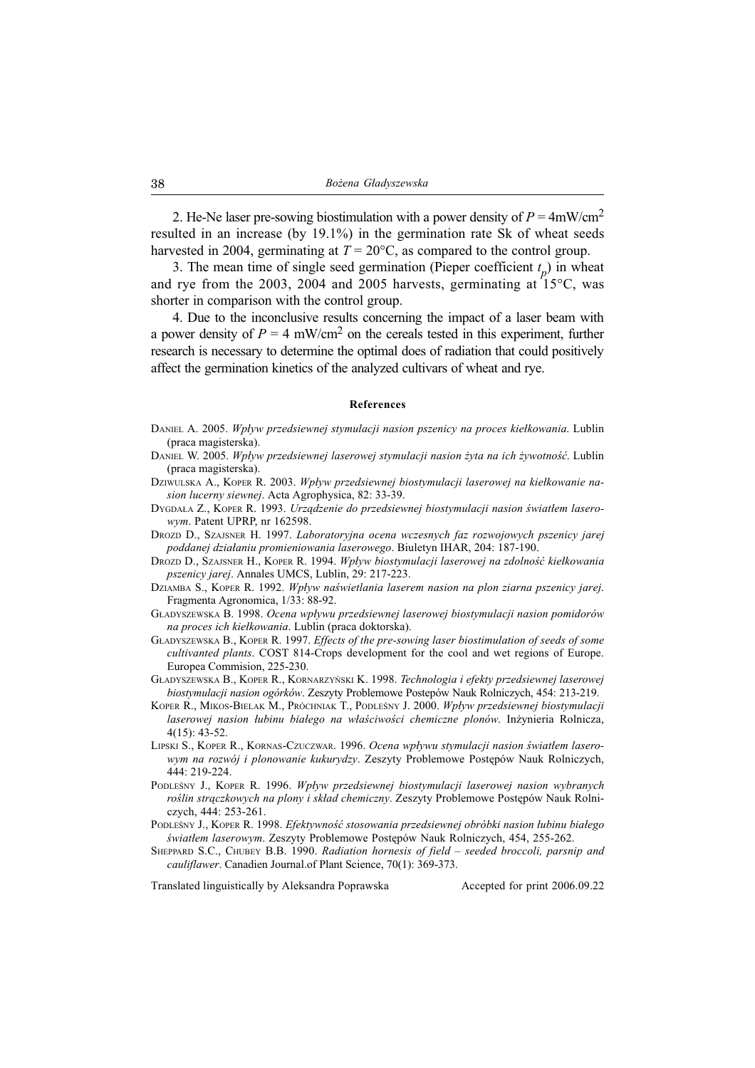2. He-Ne laser pre-sowing biostimulation with a power density of $P = 4\text{mW/cm}^2$ resulted in an increase (by 19.1%) in the germination rate Sk of wheat seeds harvested in 2004, germinating at $T = 20°\text{C}$, as compared to the control group.

3. The mean time of single seed germination (Pieper coefficient $t_p$) in wheat and rye from the 2003, 2004 and 2005 harvests, germinating at 15°C, was shorter in comparison with the control group.

4. Due to the inconclusive results concerning the impact of a laser beam with a power density of $P = 4\ \text{mW/cm}^2$ on the cereals tested in this experiment, further research is necessary to determine the optimal does of radiation that could positively affect the germination kinetics of the analyzed cultivars of wheat and rye.

## References

DANIEL A. 2005. *Wpływ przedsiewnej stymulacji nasion pszenicy na proces kiełkowania*. Lublin (praca magisterska).

DANIEL W. 2005. *Wpływ przedsiewnej laserowej stymulacji nasion żyta na ich żywotność*. Lublin (praca magisterska).

DZIWULSKA A., KOPER R. 2003. *Wpływ przedsiewnej biostymulacji laserowej na kiełkowanie nasion lucerny siewnej*. Acta Agrophysica, 82: 33-39.

DYGDAŁA Z., KOPER R. 1993. *Urządzenie do przedsiewnej biostymulacji nasion światłem laserowym*. Patent UPRP, nr 162598.

DROZD D., SZAJSNER H. 1997. *Laboratoryjna ocena wczesnych faz rozwojowych pszenicy jarej poddanej działaniu promieniowania laserowego*. Biuletyn IHAR, 204: 187-190.

DROZD D., SZAJSNER H., KOPER R. 1994. *Wpływ biostymulacji laserowej na zdolność kiełkowania pszenicy jarej*. Annales UMCS, Lublin, 29: 217-223.

DZIAMBA S., KOPER R. 1992. *Wpływ naświetlania laserem nasion na plon ziarna pszenicy jarej*. Fragmenta Agronomica, 1/33: 88-92.

GŁADYSZEWSKA B. 1998. *Ocena wpływu przedsiewnej laserowej biostymulacji nasion pomidorów na proces ich kiełkowania*. Lublin (praca doktorska).

GŁADYSZEWSKA B., KOPER R. 1997. *Effects of the pre-sowing laser biostimulation of seeds of some cultivanted plants*. COST 814-Crops development for the cool and wet regions of Europe. Europea Commision, 225-230.

GŁADYSZEWSKA B., KOPER R., KORNARZYŃSKI K. 1998. *Technologia i efekty przedsiewnej laserowej biostymulacji nasion ogórków*. Zeszyty Problemowe Postepów Nauk Rolniczych, 454: 213-219.

KOPER R., MIKOS-BIELAK M., PRÓCHNIAK T., PODLEŚNY J. 2000. *Wpływ przedsiewnej biostymulacji laserowej nasion łubinu białego na właściwości chemiczne plonów*. Inżynieria Rolnicza, 4(15): 43-52.

LIPSKI S., KOPER R., KORNAS-CZUCZWAR. 1996. *Ocena wpływu stymulacji nasion światłem laserowym na rozwój i plonowanie kukurydzy*. Zeszyty Problemowe Postępów Nauk Rolniczych, 444: 219-224.

PODLEŚNY J., KOPER R. 1996. *Wpływ przedsiewnej biostymulacji laserowej nasion wybranych roślin strączkowych na plony i skład chemiczny*. Zeszyty Problemowe Postępów Nauk Rolniczych, 444: 253-261.

PODLEŚNY J., KOPER R. 1998. *Efektywność stosowania przedsiewnej obróbki nasion łubinu białego światłem laserowym*. Zeszyty Problemowe Postępów Nauk Rolniczych, 454, 255-262.

SHEPPARD S.C., CHUBEY B.B. 1990. *Radiation hornesis of field – seeded broccoli, parsnip and cauliflawer*. Canadien Journal.of Plant Science, 70(1): 369-373.

Translated linguistically by Aleksandra Poprawska

Accepted for print 2006.09.22